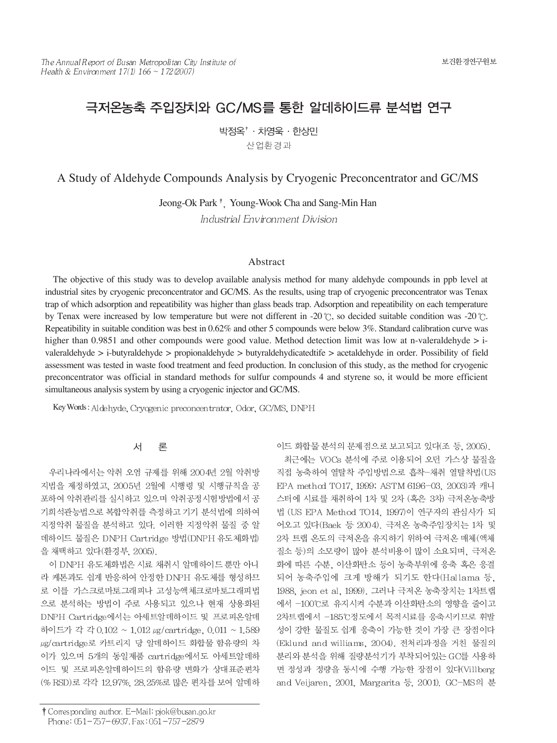# 극저온농축 주입장치와 GC/MS를 통한 알데하이드류 분석법 연구

박정옥† · 차영욱 · 한상민

산업환경과

# A Study of Aldehyde Compounds Analysis by Cryogenic Preconcentrator and GC/MS

Jeong-Ok Park †, Young-Wook Cha and Sang-Min Han

*Industrial Environment Division*

## Abstract

The objective of this study was to develop available analysis method for many aldehyde compounds in ppb level at industrial sites by cryogenic preconcentrator and GC/MS. As the results, using trap of cryogenic preconcentrator was Tenax trap of which adsorption and repeatability was higher than glass beads trap. Adsorption and repeatability on each temperature by Tenax were increased by low temperature but were not different in -20℃, so decided suitable condition was -20℃. Repeatability in suitable condition was best in 0.62% and other 5 compounds were below 3%. Standard calibration curve was higher than 0.9851 and other compounds were good value. Method detection limit was low at n-valeraldehyde > i-valeraldehyde > i-butyraldehyde > propionaldehyde > butyraldehydicatedtife > acetaldehyde in order. Possibility of field assessment was tested in waste food treatment and feed production. In conclusion of this study, as the method for cryogenic preconcentrator was official in standard methods for sulfur compounds 4 and styrene so, it would be more efficient simultaneous analysis system by using a cryogenic injector and GC/MS.

**Key Words** : Aldehyde, Cryogenic preconcentrator, Odor, GC/MS, DNPH

## 서 론

우리나라에서는 악취 오염 규제를 위해 2004년 2월 악취방지법을 제정하였고, 2005년 2월에 시행령 및 시행규칙을 공포하여 악취관리를 실시하고 있으며 악취공정시험방법에서 공기희석관능법으로 복합악취를 측정하고 기기 분석법에 의하여 지정악취 물질을 분석하고 있다. 이러한 지정악취 물질 중 알데하이드 물질은 DNPH Cartridge 방법(DNPH 유도체화법)을 채택하고 있다(환경부, 2005).

이 DNPH 유도체화법은 시료 채취시 알데하이드 뿐만 아니라 케톤과도 쉽게 반응하여 안정한 DNPH 유도체를 형성하므로 이를 가스크로마토그래피나 고성능액체크로마토그래피법으로 분석하는 방법이 주로 사용되고 있으나 현재 상용화된 DNPH Cartridge에서는 아세트알데하이드 및 프로피온알데하이드가 각 각 0.102 ~ 1.012 ㎍/cartridge, 0.011 ~ 1.589 ㎍/cartridge로 카트리지 당 알데하이드 화합물 함유량의 차이가 있으며 5개의 동일제품 cartridge에서도 아세트알데하이드 및 프로피온알데하이드의 함유량 변화가 상대표준편차(% RSD)로 각각 12.97%, 28.25%로 많은 편차를 보여 알데하이드 화합물 분석의 문제점으로 보고되고 있다(조 등, 2005).

최근에는 VOCs 분석에 주로 이용되어 오던 가스상 물질을 직접 농축하여 열탈착 주입방법으로 흡착-채취 열탈착법(US EPA method TO17, 1999; ASTM 6196-03, 2003)과 캐니스터에 시료를 채취하여 1차 및 2차 (혹은 3차) 극저온농축방법 (US EPA Method TO14, 1997)이 연구자의 관심사가 되어오고 있다(Baek 등 2004). 극저온 농축주입장치는 1차 및 2차 트랩 온도의 극저온을 유지하기 위하여 극저온 매체(액체 질소 등)의 소모량이 많아 분석비용이 많이 소요되며, 극저온화에 따른 수분, 이산화탄소 등이 농축부위에 응축 혹은 응결되어 농축주입에 크게 방해가 되기도 한다(Hallama 등, 1988, jeon et al, 1999). 그러나 극저온 농축장치는 1차트랩에서 -100℃로 유지시켜 수분과 이산화탄소의 영향을 줄이고 2차트랩에서 -185℃정도에서 목적시료를 응축시키므로 휘발성이 강한 물질도 쉽게 응축이 가능한 것이 가장 큰 장점이다(Eklund and williams, 2004). 전처리과정을 거친 물질의 분리와 분석을 위해 질량분석기가 부착되어있는 GC를 사용하면 정성과 정량을 동시에 수행 가능한 장점이 있다(Villberg and Veijaren, 2001, Margarita 등, 2001). GC-MS의 분

† Corresponding author. E-Mail: pjok@busan.go.kr
Phone: 051-757-6937, Fax: 051-757-2879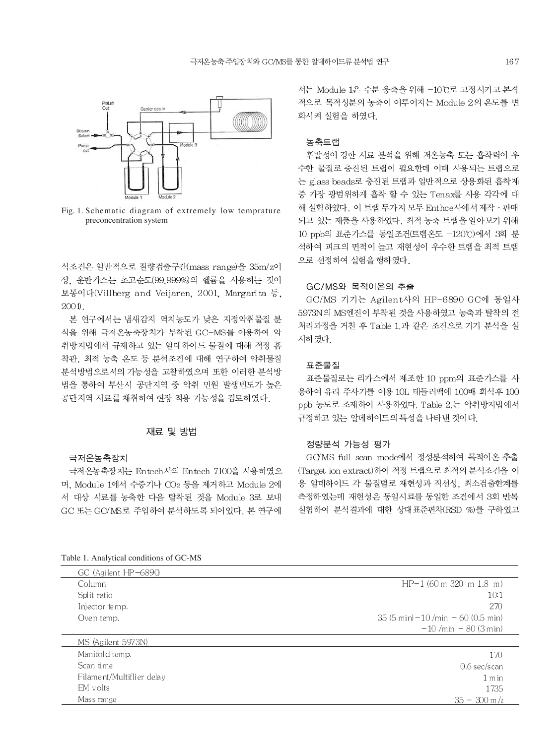Fig. 1. Schematic diagram of extremely low temprature preconcentration system

석조건은 일반적으로 질량검출구간(mass range)을 35m/z이상, 운반가스는 초고순도(99.999%)의 헬륨을 사용하는 것이 보통이다(Villberg and Veijaren, 2001, Margarita 등, 2001).

본 연구에서는 냄새감지 역치농도가 낮은 지정악취물질 분석을 위해 극저온농축장치가 부착된 GC-MS를 이용하여 악취방지법에서 규제하고 있는 알데하이드 물질에 대해 적정 흡착관, 최적 농축 온도 등 분석조건에 대해 연구하여 악취물질 분석방법으로서의 가능성을 고찰하였으며 또한 이러한 분석방법을 통하여 부산시 공단지역 중 악취 민원 발생빈도가 높은 공단지역 시료를 채취하여 현장 적용 가능성을 검토하였다.

## 재료 및 방법

### 극저온농축장치

극저온농축장치는 Entech사의 Entech 7100을 사용하였으며, Module 1에서 수증기나 $CO_2$ 등을 제거하고 Module 2에서 대상 시료를 농축한 다음 탈착된 것을 Module 3로 보내 GC 또는 GC/MS로 주입하여 분석하도록 되어있다. 본 연구에서는 Module 1은 수분 응축을 위해 −10℃로 고정시키고 본격적으로 목적성분의 농축이 이루어지는 Module 2의 온도를 변화시켜 실험을 하였다.

### 농축트랩

휘발성이 강한 시료 분석을 위해 저온농축 또는 흡착력이 우수한 물질로 충진된 트랩이 필요한데 이때 사용되는 트랩으로는 glass beads로 충진된 트랩과 일반적으로 상용화된 흡착제 중 가장 광범위하게 흡착 할 수 있는 Tenax를 사용 각각에 대해 실험하였다. 이 트랩 두가지 모두 Enthce사에서 제작 · 판매되고 있는 제품을 사용하였다. 최적 농축 트랩을 알아보기 위해 10 ppb의 표준가스를 동일조건(트랩온도 −120℃)에서 3회 분석하여 피크의 면적이 높고 재현성이 우수한 트랩을 최적 트랩으로 선정하여 실험을 행하였다.

### GC/MS와 목적이온의 추출

GC/MS 기기는 Agilent사의 HP-6890 GC에 동일사 5973N의 MS엔진이 부착된 것을 사용하였고 농축과 탈착의 전처리과정을 거친 후 Table 1.과 같은 조건으로 기기 분석을 실시하였다.

### 표준물질

표준물질로는 리가스에서 제조한 10 ppm의 표준가스를 사용하여 유리 주사기를 이용 10L 테들러백에 100배 희석후 100 ppb 농도로 조제하여 사용하였다. Table 2.는 악취방지법에서 규정하고 있는 알데하이드의 특성을 나타낸 것이다.

### 정량분석 가능성 평가

GC/MS full scan mode에서 정성분석하여 목적이온 추출(Target ion extract)하여 적정 트랩으로 최적의 분석조건을 이용 알데하이드 각 물질별로 재현성과 직선성, 최소검출한계를 측정하였는데 재현성은 동일시료를 동일한 조건에서 3회 반복 실험하여 분석결과에 대한 상대표준편차(RSD %)를 구하였고

Table 1. Analytical conditions of GC-MS

| GC (Agilent HP-6890) | |
|---|---|
| Column | HP-1 (60 m 320 m 1.8 m) |
| Split ratio | 10:1 |
| Injector temp. | 270 |
| Oven temp. | 35 (5 min)−10 /min − 60 (0.5 min) −10 /min − 80 (3 min) |
| **MS (Agilent 5973N)** | |
| Manifold temp. | 170 |
| Scan time | 0.6 sec/scan |
| Filament/Multiflier delay | 1 min |
| EM volts | 1735 |
| Mass range | 35 − 300 m/z |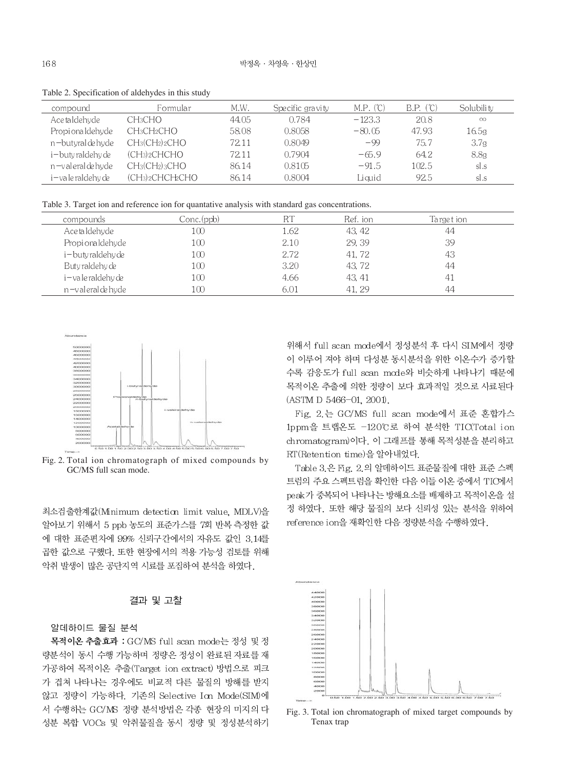Table 2. Specification of aldehydes in this study

| compound | Formular | M.W. | Specific gravity | M.P. (℃) | B.P. (℃) | Solubility |
|---|---|---|---|---|---|---|
| Acetaldehyde | $CH_3CHO$ | 44.05 | 0.784 | −123.3 | 20.8 | ∞ |
| Propionaldehyde | $CH_3CH_2CHO$ | 58.08 | 0.8058 | −80.05 | 47.93 | 16.5g |
| n−butyraldehyde | $CH_3(CH_2)_2CHO$ | 72.11 | 0.8049 | −99 | 75.7 | 3.7g |
| i−butyraldehyde | $(CH_3)_2CHCHO$ | 72.11 | 0.7904 | −65.9 | 64.2 | 8.8g |
| n−valeraldehyde | $CH_3(CH_2)_3CHO$ | 86.14 | 0.8105 | −91.5 | 102.5 | sl.s |
| i−valeraldehyde | $(CH_3)_2CHCH_2CHO$ | 86.14 | 0.8004 | Liquid | 92.5 | sl.s |

Table 3. Target ion and reference ion for quantative analysis with standard gas concentrations.

| compounds | Conc.(ppb) | RT | Ref. ion | Target ion |
|---|---|---|---|---|
| Acetaldehyde | 100 | 1.62 | 43, 42 | 44 |
| Propionaldehyde | 100 | 2.10 | 29, 39 | 39 |
| i−butyraldehyde | 100 | 2.72 | 41, 72 | 43 |
| Butyraldehyde | 100 | 3.20 | 43, 72 | 44 |
| i−valeraldehyde | 100 | 4.66 | 43, 41 | 41 |
| n−valeraldehyde | 100 | 6.01 | 41, 29 | 44 |

Fig. 2. Total ion chromatograph of mixed compounds by GC/MS full scan mode.

최소검출한계값(Minimum detection limit value, MDLV)을 알아보기 위해서 5 ppb 농도의 표준가스를 7회 반복 측정한 값에 대한 표준편차에 99% 신뢰구간에서의 자유도 값인 3.14를 곱한 값으로 구했다. 또한 현장에서의 적용 가능성 검토를 위해 악취 발생이 많은 공단지역 시료를 포집하여 분석을 하였다.

## 결과 및 고찰

### 알데하이드 물질 분석

**목적이온 추출효과 :** GC/MS full scan mode는 정성 및 정량분석이 동시 수행 가능하며 정량은 정성이 완료된 자료를 재가공하여 목적이온 추출(Target ion extract) 방법으로 피크가 겹쳐 나타나는 경우에도 비교적 다른 물질의 방해를 받지 않고 정량이 가능하다. 기존의 Selective Ion Mode(SIM)에서 수행하는 GC/MS 정량 분석방법은 각종 현장의 미지의 다성분 복합 VOCs 및 악취물질을 동시 정량 및 정성분석하기 위해서 full scan mode에서 정성분석 후 다시 SIM에서 정량이 이루어 져야 하며 다성분 동시분석을 위한 이온수가 증가할수록 감응도가 full scan mode와 비슷하게 나타나기 때문에 목적이온 추출에 의한 정량이 보다 효과적일 것으로 사료된다(ASTM D 5466-01, 2001).

Fig. 2.는 GC/MS full scan mode에서 표준 혼합가스 1ppm을 트랩온도 −120℃로 하여 분석한 TIC(Total ion chromatogram)이다. 이 그래프를 통해 목적성분을 분리하고 RT(Retention time)을 알아내었다.

Table 3.은 Fig. 2.의 알데하이드 표준물질에 대한 표준 스펙트럼의 주요 스펙트럼을 확인한 다음 이들 이온 중에서 TIC에서 peak가 중복되어 나타나는 방해요소를 배제하고 목적이온을 설정 하였다. 또한 해당 물질의 보다 신뢰성 있는 분석을 위하여 reference ion을 재확인한 다음 정량분석을 수행하였다.

Fig. 3. Total ion chromatograph of mixed target compounds by Tenax trap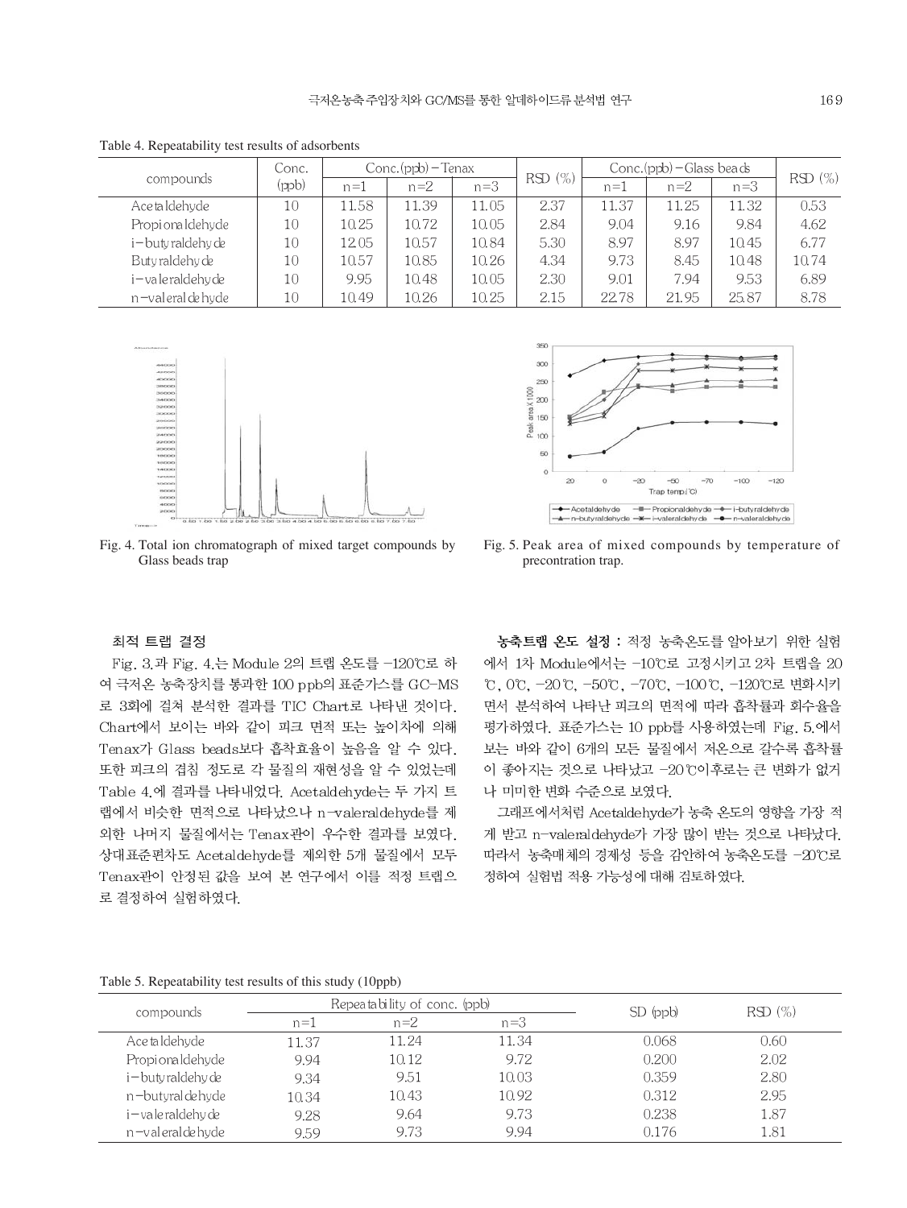Table 4. Repeatability test results of adsorbents

| compounds | Conc. (ppb) | Conc.(ppb) – Tenax | | | RSD (%) | Conc.(ppb) – Glass beads | | | RSD (%) |
|---|---|---|---|---|---|---|---|---|---|
| | | n=1 | n=2 | n=3 | | n=1 | n=2 | n=3 | |
| Acetaldehyde | 10 | 11.58 | 11.39 | 11.05 | 2.37 | 11.37 | 11.25 | 11.32 | 0.53 |
| Propionaldehyde | 10 | 10.25 | 10.72 | 10.05 | 2.84 | 9.04 | 9.16 | 9.84 | 4.62 |
| i-butyraldehyde | 10 | 12.05 | 10.57 | 10.84 | 5.30 | 8.97 | 8.97 | 10.45 | 6.77 |
| Butyraldehyde | 10 | 10.57 | 10.85 | 10.26 | 4.34 | 9.73 | 8.45 | 10.48 | 10.74 |
| i-valeraldehyde | 10 | 9.95 | 10.48 | 10.05 | 2.30 | 9.01 | 7.94 | 9.53 | 6.89 |
| n-valeraldehyde | 10 | 10.49 | 10.26 | 10.25 | 2.15 | 22.78 | 21.95 | 25.87 | 8.78 |

Fig. 4. Total ion chromatograph of mixed target compounds by Glass beads trap

Fig. 5. Peak area of mixed compounds by temperature of precontration trap.

### 최적 트랩 결정

Fig. 3.과 Fig. 4.는 Module 2의 트랩 온도를 -120℃로 하여 극저온 농축장치를 통과한 100 ppb의 표준가스를 GC-MS로 3회에 걸쳐 분석한 결과를 TIC Chart로 나타낸 것이다. Chart에서 보이는 바와 같이 피크 면적 또는 높이차에 의해 Tenax가 Glass beads보다 흡착효율이 높음을 알 수 있다. 또한 피크의 겹침 정도로 각 물질의 재현성을 알 수 있었는데 Table 4.에 결과를 나타내었다. Acetaldehyde는 두 가지 트랩에서 비슷한 면적으로 나타났으나 n-valeraldehyde를 제외한 나머지 물질에서는 Tenax관이 우수한 결과를 보였다. 상대표준편차도 Acetaldehyde를 제외한 5개 물질에서 모두 Tenax관이 안정된 값을 보여 본 연구에서 이를 적정 트랩으로 결정하여 실험하였다.

**농축트랩 온도 설정 :** 적정 농축온도를 알아보기 위한 실험에서 1차 Module에서는 -10℃로 고정시키고 2차 트랩을 20℃, 0℃, -20℃, -50℃, -70℃, -100℃, -120℃로 변화시키면서 분석하여 나타난 피크의 면적에 따라 흡착률과 회수율을 평가하였다. 표준가스는 10 ppb를 사용하였는데 Fig. 5.에서 보는 바와 같이 6개의 모든 물질에서 저온으로 갈수록 흡착률이 좋아지는 것으로 나타났고 -20℃이후로는 큰 변화가 없거나 미미한 변화 수준으로 보였다.

그래프에서처럼 Acetaldehyde가 농축 온도의 영향을 가장 적게 받고 n-valeraldehyde가 가장 많이 받는 것으로 나타났다. 따라서 농축매체의 경제성 등을 감안하여 농축온도를 -20℃로 정하여 실험법 적용 가능성에 대해 검토하였다.

Table 5. Repeatability test results of this study (10ppb)

| compounds | Repeatability of conc. (ppb) | | | SD (ppb) | RSD (%) |
|---|---|---|---|---|---|
| | n=1 | n=2 | n=3 | | |
| Acetaldehyde | 11.37 | 11.24 | 11.34 | 0.068 | 0.60 |
| Propionaldehyde | 9.94 | 10.12 | 9.72 | 0.200 | 2.02 |
| i-butyraldehyde | 9.34 | 9.51 | 10.03 | 0.359 | 2.80 |
| n-butyraldehyde | 10.34 | 10.43 | 10.92 | 0.312 | 2.95 |
| i-valeraldehyde | 9.28 | 9.64 | 9.73 | 0.238 | 1.87 |
| n-valeraldehyde | 9.59 | 9.73 | 9.94 | 0.176 | 1.81 |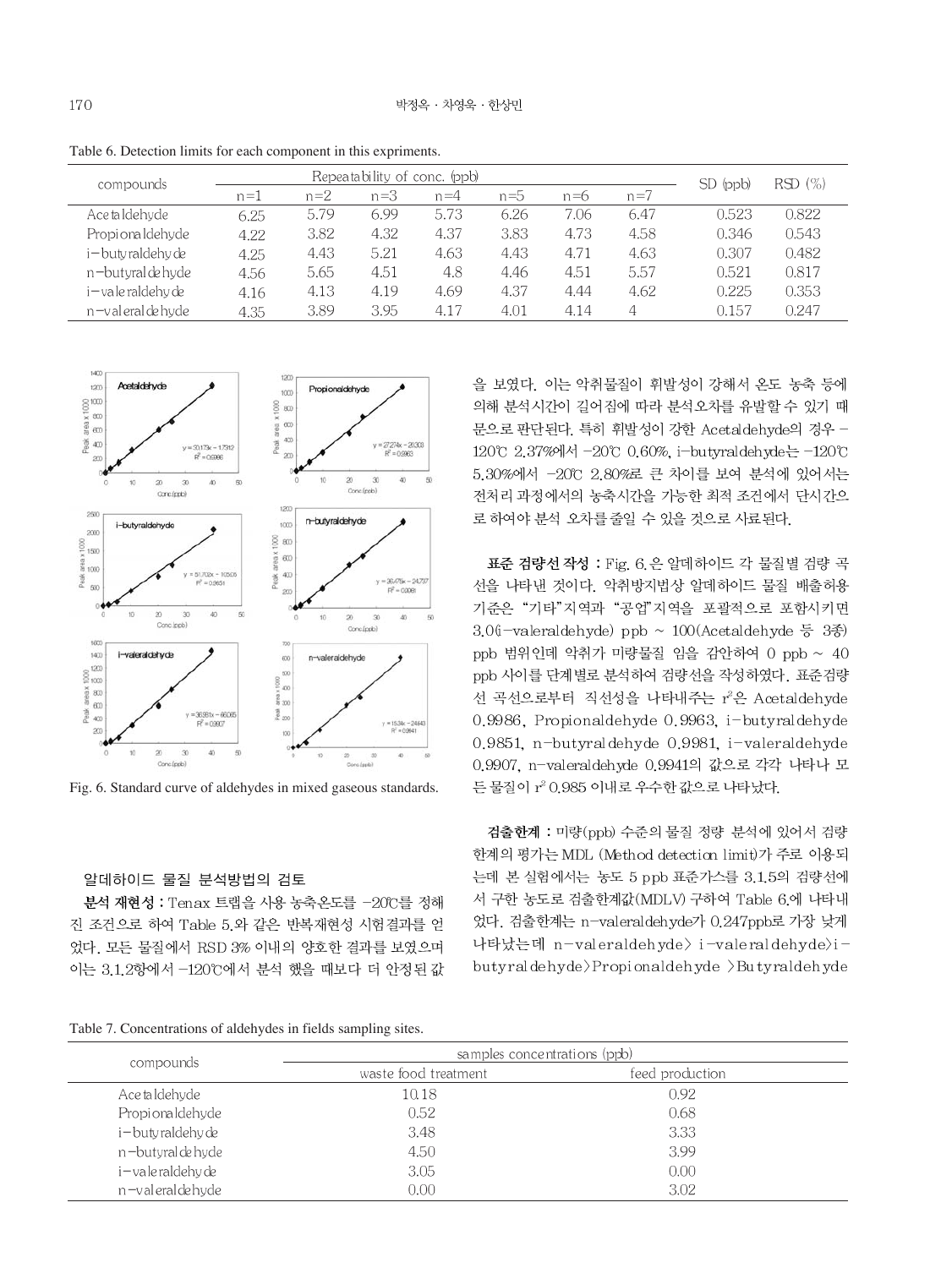Table 6. Detection limits for each component in this expriments.

| compounds | Repeatability of conc. (ppb) | | | | | | | SD (ppb) | RSD (%) |
|---|---|---|---|---|---|---|---|---|---|
| | n=1 | n=2 | n=3 | n=4 | n=5 | n=6 | n=7 | | |
| Acetaldehyde | 6.25 | 5.79 | 6.99 | 5.73 | 6.26 | 7.06 | 6.47 | 0.523 | 0.822 |
| Propionaldehyde | 4.22 | 3.82 | 4.32 | 4.37 | 3.83 | 4.73 | 4.58 | 0.346 | 0.543 |
| i-butyraldehyde | 4.25 | 4.43 | 5.21 | 4.63 | 4.43 | 4.71 | 4.63 | 0.307 | 0.482 |
| n-butyraldehyde | 4.56 | 5.65 | 4.51 | 4.8 | 4.46 | 4.51 | 5.57 | 0.521 | 0.817 |
| i-valeraldehyde | 4.16 | 4.13 | 4.19 | 4.69 | 4.37 | 4.44 | 4.62 | 0.225 | 0.353 |
| n-valeraldehyde | 4.35 | 3.89 | 3.95 | 4.17 | 4.01 | 4.14 | 4 | 0.157 | 0.247 |

Fig. 6. Standard curve of aldehydes in mixed gaseous standards.

### 알데하이드 물질 분석방법의 검토

**분석 재현성 :** Tenax 트랩을 사용 농축온도를 −20℃를 정해진 조건으로 하여 Table 5.와 같은 반복재현성 시험결과를 얻었다. 모든 물질에서 RSD 3% 이내의 양호한 결과를 보였으며 이는 3.1.2항에서 −120℃에서 분석 했을 때보다 더 안정된 값을 보였다. 이는 악취물질이 휘발성이 강해서 온도 농축 등에 의해 분석시간이 길어짐에 따라 분석오차를 유발할 수 있기 때문으로 판단된다. 특히 휘발성이 강한 Acetaldehyde의 경우 −120℃ 2.37%에서 −20℃ 0.60%, i-butyraldehyde는 −120℃ 5.30%에서 −20℃ 2.80%로 큰 차이를 보여 분석에 있어서는 전처리 과정에서의 농축시간을 가능한 최적 조건에서 단시간으로 하여야 분석 오차를 줄일 수 있을 것으로 사료된다.

**표준 검량선 작성 :** Fig. 6.은 알데하이드 각 물질별 검량 곡선을 나타낸 것이다. 악취방지법상 알데하이드 물질 배출허용기준은 "기타"지역과 "공업"지역을 포괄적으로 포함시키면 3.0(i-valeraldehyde) ppb ~ 100(Acetaldehyde 등 3종) ppb 범위인데 악취가 미량물질 임을 감안하여 0 ppb ~ 40 ppb 사이를 단계별로 분석하여 검량선을 작성하였다. 표준검량선 곡선으로부터 직선성을 나타내주는 $r^2$은 Acetaldehyde 0.9986, Propionaldehyde 0.9963, i-butyraldehyde 0.9851, n-butyraldehyde 0.9981, i-valeraldehyde 0.9907, n-valeraldehyde 0.9941의 값으로 각각 나타나 모든 물질이 $r^2$ 0.985 이내로 우수한 값으로 나타났다.

**검출한계 :** 미량(ppb) 수준의 물질 정량 분석에 있어서 검량한계의 평가는 MDL (Method detection limit)가 주로 이용되는데 본 실험에서는 농도 5 ppb 표준가스를 3.1.5의 검량선에서 구한 농도로 검출한계값(MDLV) 구하여 Table 6.에 나타내었다. 검출한계는 n-valeraldehyde가 0.247ppb로 가장 낮게 나타났는데 n-valeraldehyde> i-valeraldehyde>i-butyraldehyde>Propionaldehyde >Butyraldehyde

Table 7. Concentrations of aldehydes in fields sampling sites.

| compounds | samples concentrations (ppb) | |
|---|---|---|
| | waste food treatment | feed production |
| Acetaldehyde | 10.18 | 0.92 |
| Propionaldehyde | 0.52 | 0.68 |
| i-butyraldehyde | 3.48 | 3.33 |
| n-butyraldehyde | 4.50 | 3.99 |
| i-valeraldehyde | 3.05 | 0.00 |
| n-valeraldehyde | 0.00 | 3.02 |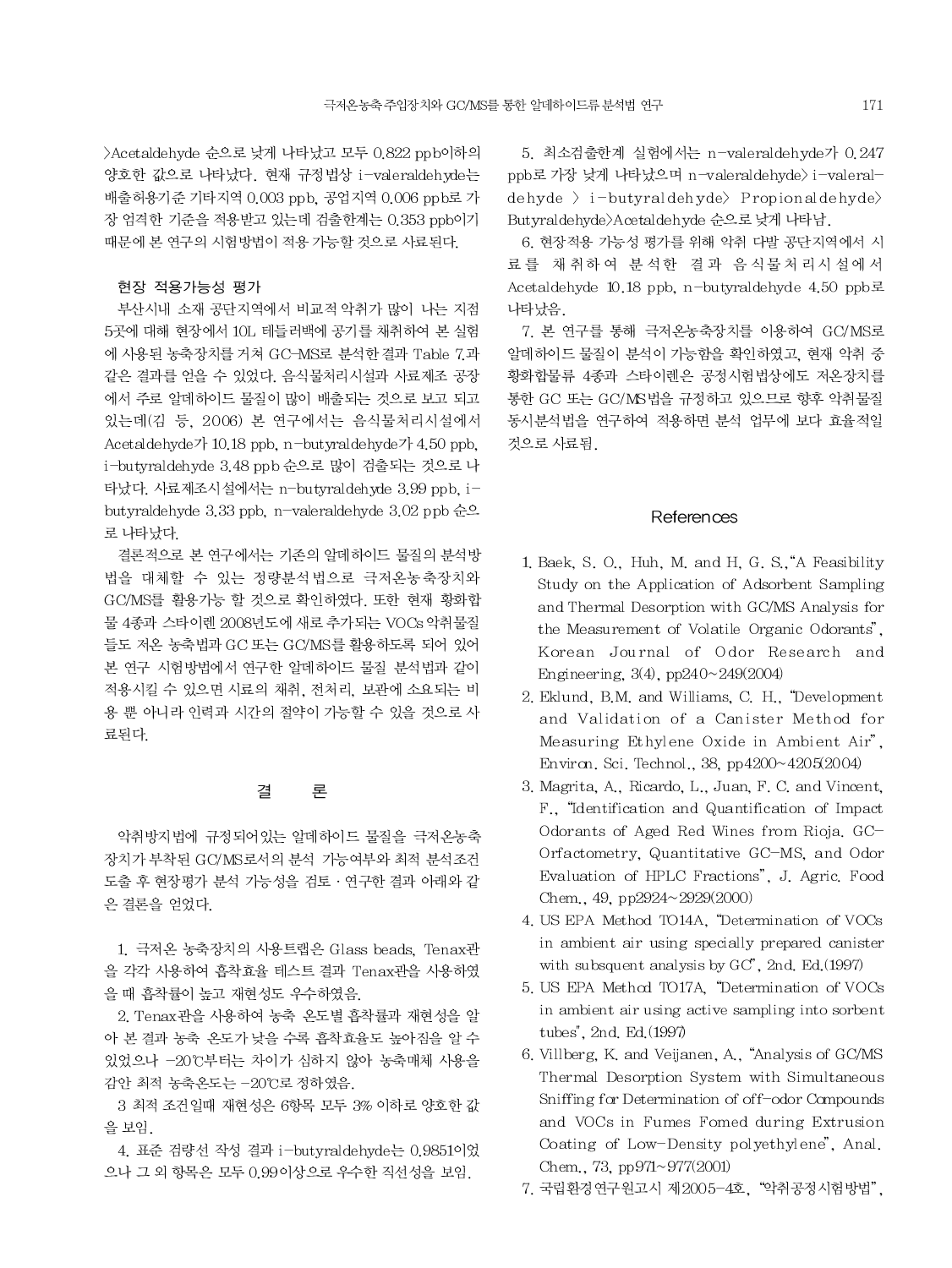>Acetaldehyde 순으로 낮게 나타났고 모두 0.822 ppb이하의 양호한 값으로 나타났다. 현재 규정법상 i-valeraldehyde는 배출허용기준 기타지역 0.003 ppb, 공업지역 0.006 ppb로 가장 엄격한 기준을 적용받고 있는데 검출한계는 0.353 ppb이기 때문에 본 연구의 시험방법이 적용 가능할 것으로 사료된다.

### 현장 적용가능성 평가

부산시내 소재 공단지역에서 비교적 악취가 많이 나는 지점 5곳에 대해 현장에서 10L 테들러백에 공기를 채취하여 본 실험에 사용된 농축장치를 거쳐 GC-MS로 분석한 결과 Table 7.과 같은 결과를 얻을 수 있었다. 음식물처리시설과 사료제조 공장에서 주로 알데하이드 물질이 많이 배출되는 것으로 보고 되고 있는데(김 등, 2006) 본 연구에서는 음식물처리시설에서 Acetaldehyde가 10.18 ppb, n-butyraldehyde가 4.50 ppb, i-butyraldehyde 3.48 ppb 순으로 많이 검출되는 것으로 나타났다. 사료제조시설에서는 n-butyraldehyde 3.99 ppb, i-butyraldehyde 3.33 ppb, n-valeraldehyde 3.02 ppb 순으로 나타났다.

결론적으로 본 연구에서는 기존의 알데하이드 물질의 분석방법을 대체할 수 있는 정량분석법으로 극저온농축장치와 GC/MS를 활용가능 할 것으로 확인하였다. 또한 현재 황화합물 4종과 스타이렌 2008년도에 새로 추가되는 VOCs 악취물질들도 저온 농축법과 GC 또는 GC/MS를 활용하도록 되어 있어 본 연구 시험방법에서 연구한 알데하이드 물질 분석법과 같이 적용시킬 수 있으면 시료의 채취, 전처리, 보관에 소요되는 비용 뿐 아니라 인력과 시간의 절약이 가능할 수 있을 것으로 사료된다.

## 결 론

악취방지법에 규정되어있는 알데하이드 물질을 극저온농축장치가 부착된 GC/MS로서의 분석 가능여부와 최적 분석조건 도출 후 현장평가 분석 가능성을 검토 · 연구한 결과 아래와 같은 결론을 얻었다.

1. 극저온 농축장치의 사용트랩은 Glass beads, Tenax관을 각각 사용하여 흡착효율 테스트 결과 Tenax관을 사용하였을 때 흡착률이 높고 재현성도 우수하였음.

2. Tenax관을 사용하여 농축 온도별 흡착률과 재현성을 알아 본 결과 농축 온도가 낮을 수록 흡착효율도 높아짐을 알 수 있었으나 -20℃부터는 차이가 심하지 않아 농축매체 사용을 감안 최적 농축온도는 -20℃로 정하였음.

3 최적 조건일때 재현성은 6항목 모두 3% 이하로 양호한 값을 보임.

4. 표준 검량선 작성 결과 i-butyraldehyde는 0.9851이었으나 그 외 항목은 모두 0.99이상으로 우수한 직선성을 보임.

5. 최소검출한계 실험에서는 n-valeraldehyde가 0.247 ppb로 가장 낮게 나타났으며 n-valeraldehyde> i-valeraldehyde > i-butyraldehyde> Propionaldehyde> Butyraldehyde>Acetaldehyde 순으로 낮게 나타남.

6. 현장적용 가능성 평가를 위해 악취 다발 공단지역에서 시료를 채취하여 분석한 결과 음식물처리시설에서 Acetaldehyde 10.18 ppb, n-butyraldehyde 4.50 ppb로 나타났음.

7. 본 연구를 통해 극저온농축장치를 이용하여 GC/MS로 알데하이드 물질이 분석이 가능함을 확인하였고, 현재 악취 중 황화합물류 4종과 스타이렌은 공정시험법상에도 저온장치를 통한 GC 또는 GC/MS법을 규정하고 있으므로 향후 악취물질 동시분석법을 연구하여 적용하면 분석 업무에 보다 효율적일 것으로 사료됨.

## References

1. Baek, S. O., Huh, M. and H, G. S.,"A Feasibility Study on the Application of Adsorbent Sampling and Thermal Desorption with GC/MS Analysis for the Measurement of Volatile Organic Odorants", Korean Journal of Odor Research and Engineering, 3(4), pp240~249(2004)
2. Eklund, B.M. and Williams, C. H., "Development and Validation of a Canister Method for Measuring Ethylene Oxide in Ambient Air", Environ. Sci. Technol., 38, pp4200~4205(2004)
3. Magrita, A., Ricardo, L., Juan, F. C. and Vincent, F., "Identification and Quantification of Impact Odorants of Aged Red Wines from Rioja. GC-Orfactometry, Quantitative GC-MS, and Odor Evaluation of HPLC Fractions", J. Agric. Food Chem., 49, pp2924~2929(2000)
4. US EPA Method TO14A, "Determination of VOCs in ambient air using specially prepared canister with subsquent analysis by GC", 2nd. Ed.(1997)
5. US EPA Method TO17A, "Determination of VOCs in ambient air using active sampling into sorbent tubes", 2nd. Ed.(1997)
6. Villberg, K. and Veijanen, A., "Analysis of GC/MS Thermal Desorption System with Simultaneous Sniffing for Determination of off-odor Compounds and VOCs in Fumes Fomed during Extrusion Coating of Low-Density polyethylene", Anal. Chem., 73, pp971~977(2001)
7. 국립환경연구원고시 제2005-4호, "악취공정시험방법",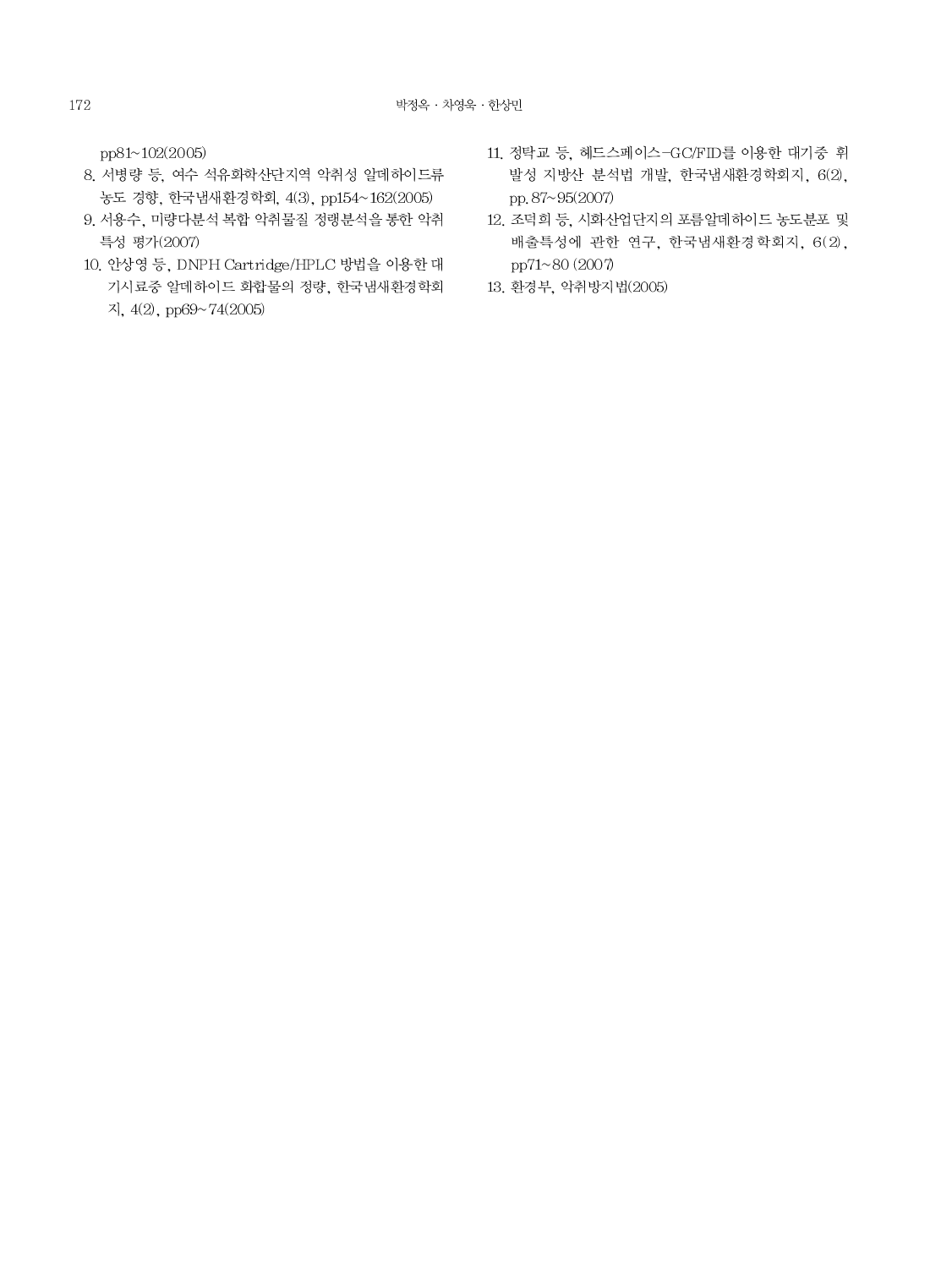pp81~102(2005)

8. 서병량 등, 여수 석유화학산단지역 악취성 알데하이드류 농도 경향, 한국냄새환경학회, 4(3), pp154~162(2005)
9. 서용수, 미량다분석 복합 악취물질 정량분석을 통한 악취 특성 평가(2007)
10. 안상영 등, DNPH Cartridge/HPLC 방법을 이용한 대기시료중 알데하이드 화합물의 정량, 한국냄새환경학회지, 4(2), pp69~74(2005)
11. 정탁교 등, 헤드스페이스-GC/FID를 이용한 대기중 휘발성 지방산 분석법 개발, 한국냄새환경학회지, 6(2), pp.87~95(2007)
12. 조덕희 등, 시화산업단지의 포름알데하이드 농도분포 및 배출특성에 관한 연구, 한국냄새환경학회지, 6(2), pp71~80 (2007)
13. 환경부, 악취방지법(2005)